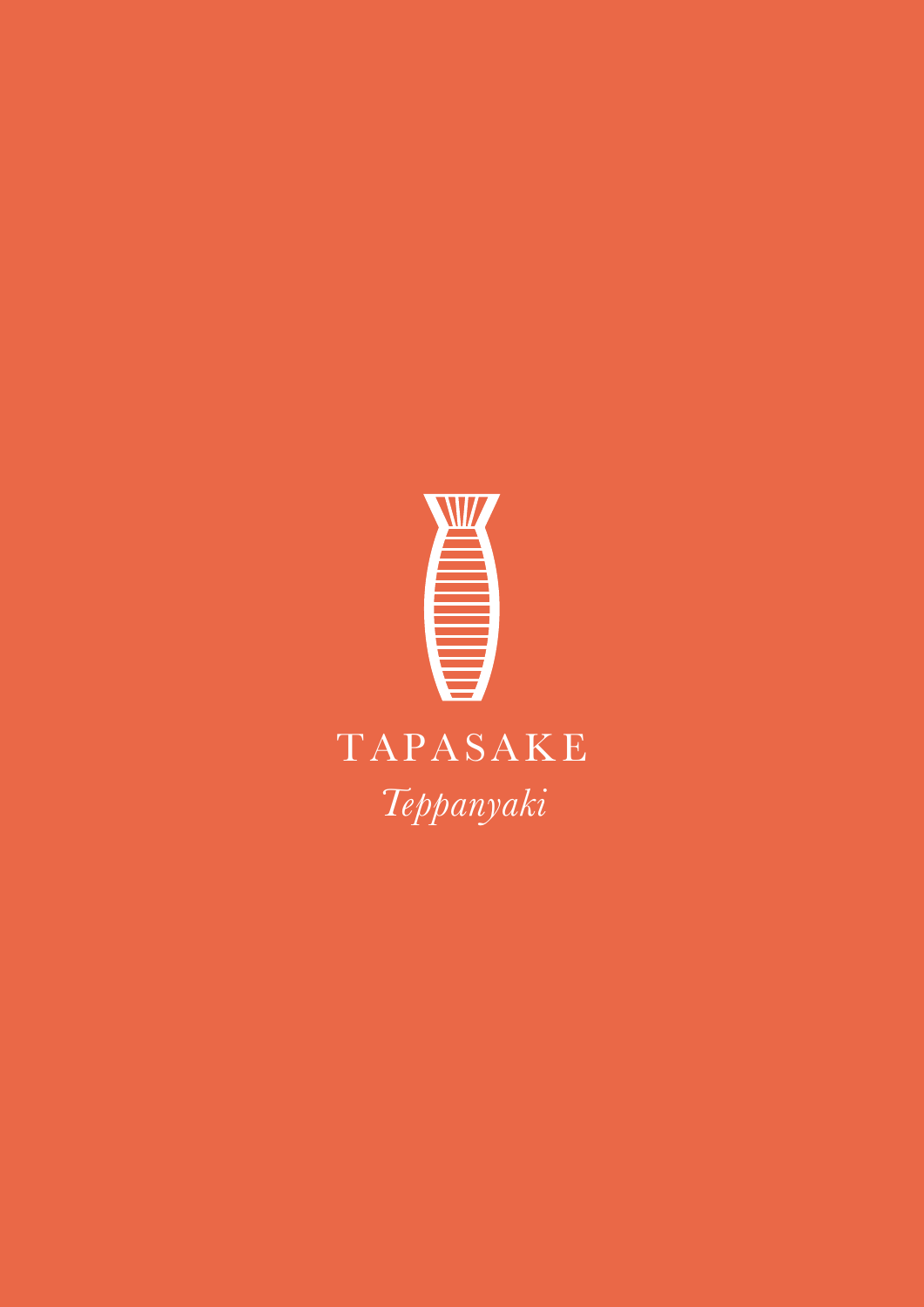# TAPASAKE

*Teppanyaki*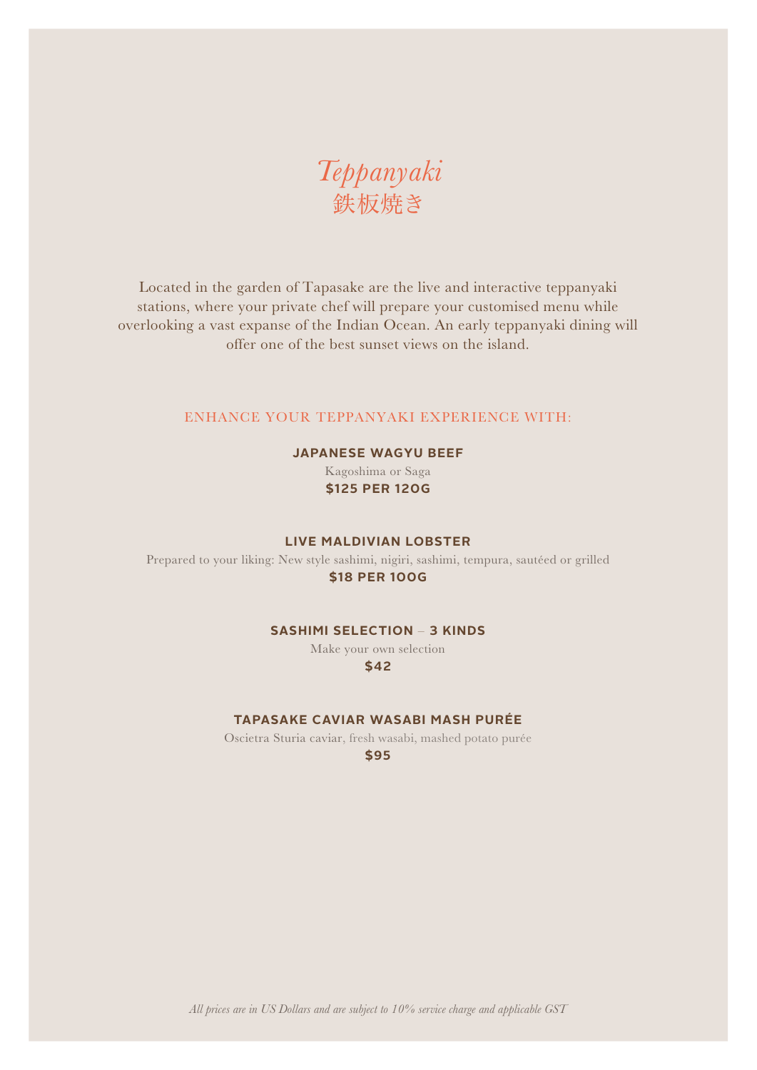# *Teppanyaki*
# 鉄板焼き

Located in the garden of Tapasake are the live and interactive teppanyaki stations, where your private chef will prepare your customised menu while overlooking a vast expanse of the Indian Ocean. An early teppanyaki dining will offer one of the best sunset views on the island.

## ENHANCE YOUR TEPPANYAKI EXPERIENCE WITH:

**JAPANESE WAGYU BEEF**
Kagoshima or Saga
**$125 PER 120G**

**LIVE MALDIVIAN LOBSTER**
Prepared to your liking: New style sashimi, nigiri, sashimi, tempura, sautéed or grilled
**$18 PER 100G**

**SASHIMI SELECTION – 3 KINDS**
Make your own selection
**$42**

**TAPASAKE CAVIAR WASABI MASH PURÉE**
Oscietra Sturia caviar, fresh wasabi, mashed potato purée
**$95**

*All prices are in US Dollars and are subject to 10% service charge and applicable GST*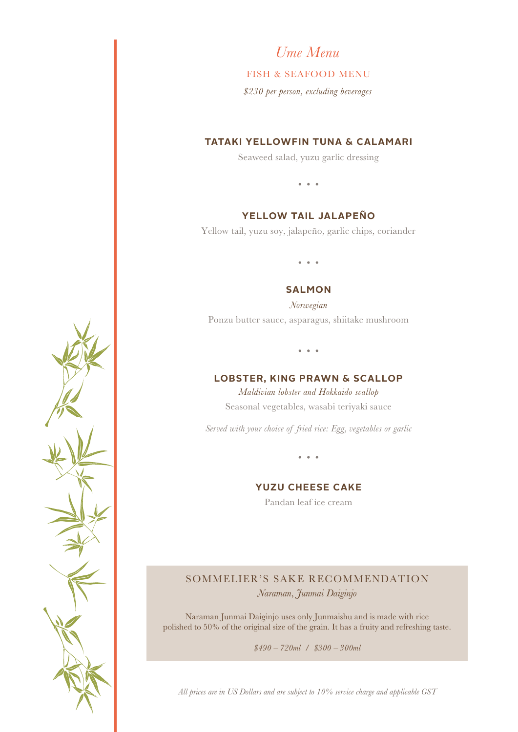# *Ume Menu*

## FISH & SEAFOOD MENU

*$230 per person, excluding beverages*

### TATAKI YELLOWFIN TUNA & CALAMARI

Seaweed salad, yuzu garlic dressing

• • •

### YELLOW TAIL JALAPEÑO

Yellow tail, yuzu soy, jalapeño, garlic chips, coriander

• • •

### SALMON

*Norwegian*

Ponzu butter sauce, asparagus, shiitake mushroom

• • •

### LOBSTER, KING PRAWN & SCALLOP

*Maldivian lobster and Hokkaido scallop*

Seasonal vegetables, wasabi teriyaki sauce

*Served with your choice of fried rice: Egg, vegetables or garlic*

• • •

### YUZU CHEESE CAKE

Pandan leaf ice cream

## SOMMELIER'S SAKE RECOMMENDATION

*Naraman, Junmai Daiginjo*

Naraman Junmai Daiginjo uses only Junmaishu and is made with rice polished to 50% of the original size of the grain. It has a fruity and refreshing taste.

*$490 – 720ml / $300 – 300ml*

*All prices are in US Dollars and are subject to 10% service charge and applicable GST*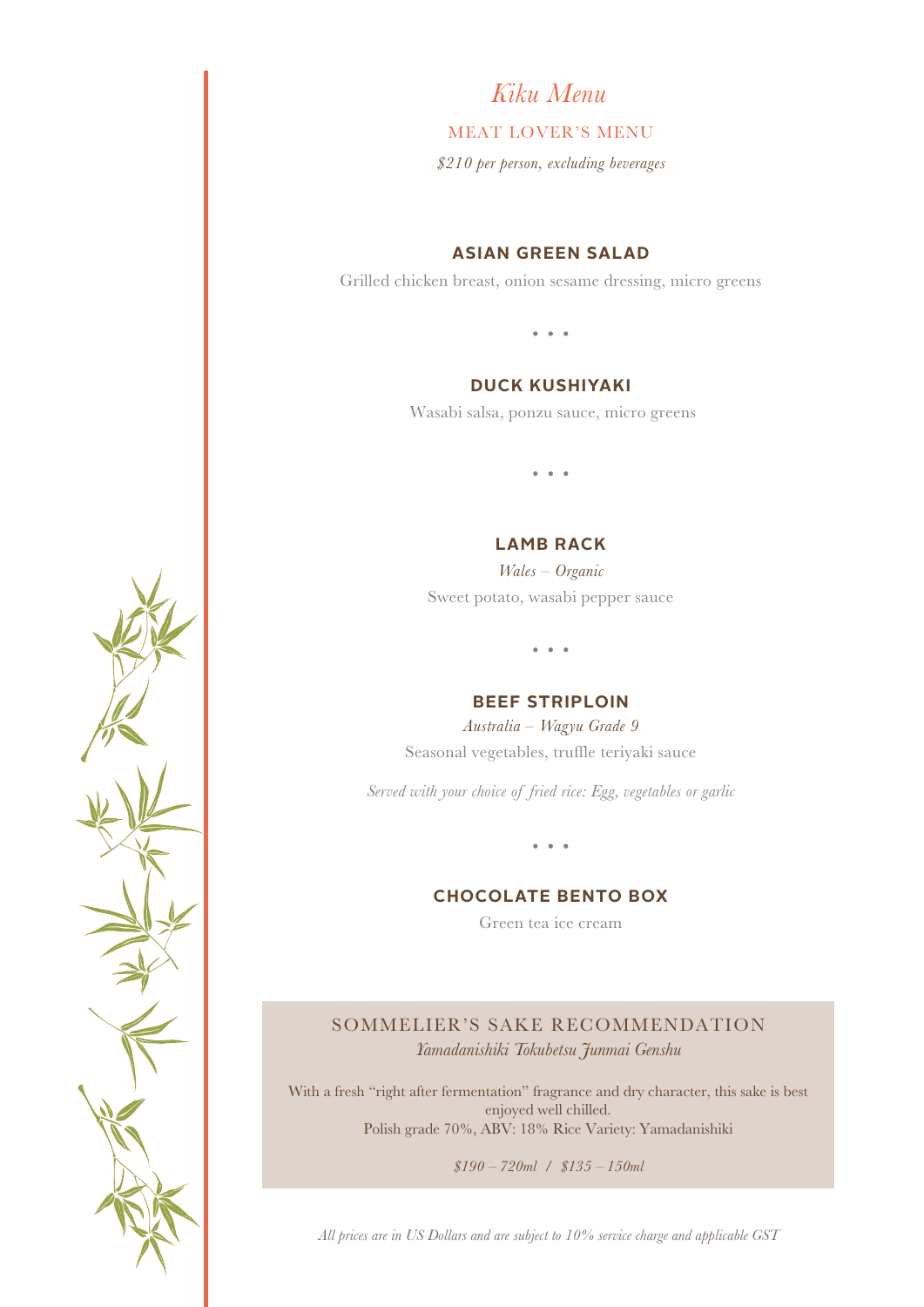# *Kiku Menu*

## MEAT LOVER'S MENU

*$210 per person, excluding beverages*

### ASIAN GREEN SALAD

Grilled chicken breast, onion sesame dressing, micro greens

• • •

### DUCK KUSHIYAKI

Wasabi salsa, ponzu sauce, micro greens

• • •

### LAMB RACK

*Wales – Organic*

Sweet potato, wasabi pepper sauce

• • •

### BEEF STRIPLOIN

*Australia – Wagyu Grade 9*

Seasonal vegetables, truffle teriyaki sauce

*Served with your choice of fried rice: Egg, vegetables or garlic*

• • •

### CHOCOLATE BENTO BOX

Green tea ice cream

## SOMMELIER'S SAKE RECOMMENDATION

*Yamadanishiki Tokubetsu Junmai Genshu*

With a fresh "right after fermentation" fragrance and dry character, this sake is best enjoyed well chilled.
Polish grade 70%, ABV: 18% Rice Variety: Yamadanishiki

*$190 – 720ml / $135 – 150ml*

*All prices are in US Dollars and are subject to 10% service charge and applicable GST*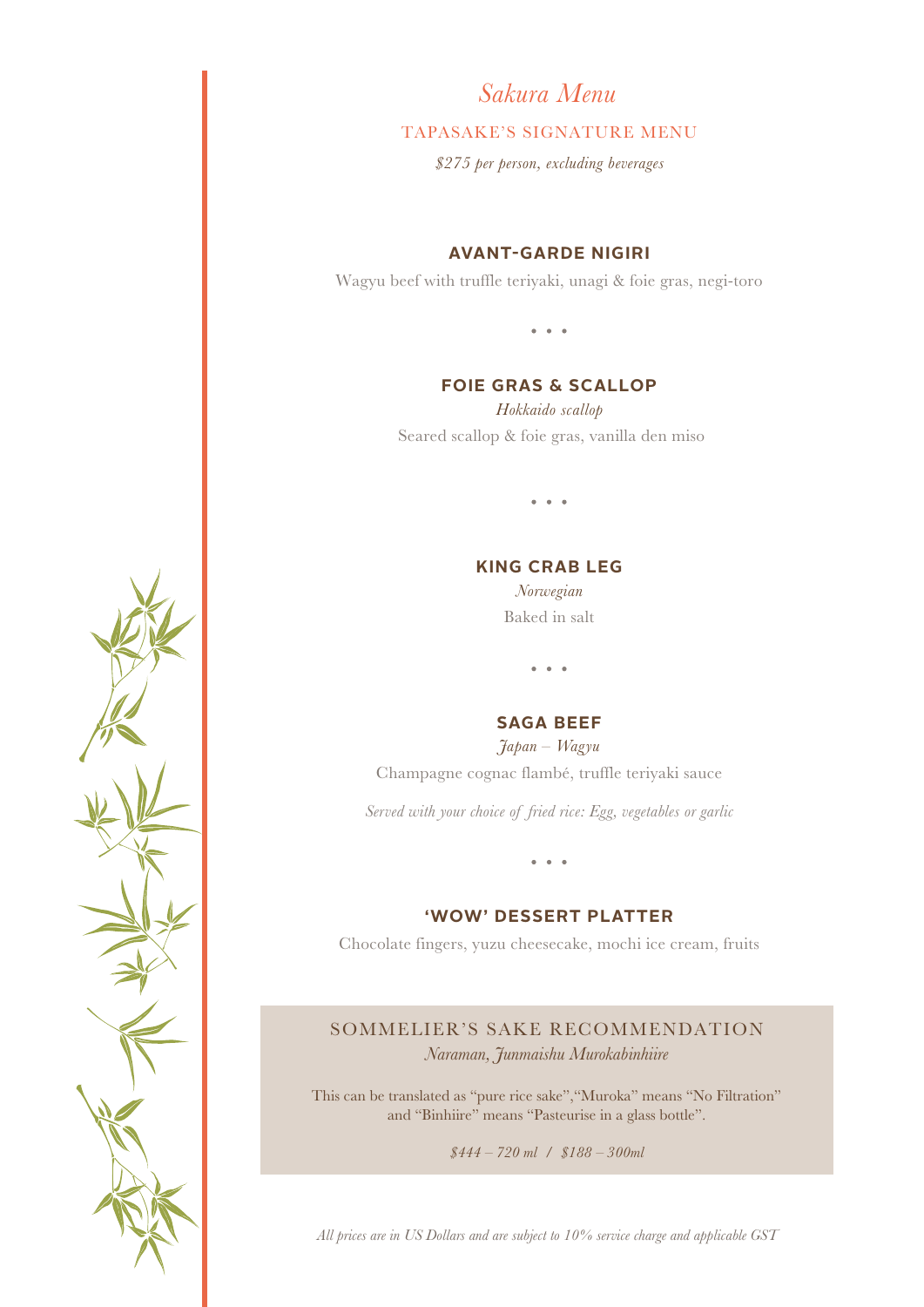# *Sakura Menu*

## TAPASAKE'S SIGNATURE MENU

*$275 per person, excluding beverages*

### AVANT-GARDE NIGIRI

Wagyu beef with truffle teriyaki, unagi & foie gras, negi-toro

• • •

### FOIE GRAS & SCALLOP

*Hokkaido scallop*

Seared scallop & foie gras, vanilla den miso

• • •

### KING CRAB LEG

*Norwegian*

Baked in salt

• • •

### SAGA BEEF

*Japan – Wagyu*

Champagne cognac flambé, truffle teriyaki sauce

*Served with your choice of fried rice: Egg, vegetables or garlic*

• • •

### 'WOW' DESSERT PLATTER

Chocolate fingers, yuzu cheesecake, mochi ice cream, fruits

## SOMMELIER'S SAKE RECOMMENDATION

*Naraman, Junmaishu Murokabinhiire*

This can be translated as "pure rice sake","Muroka" means "No Filtration" and "Binhiire" means "Pasteurise in a glass bottle".

*$444 – 720 ml / $188 – 300ml*

*All prices are in US Dollars and are subject to 10% service charge and applicable GST*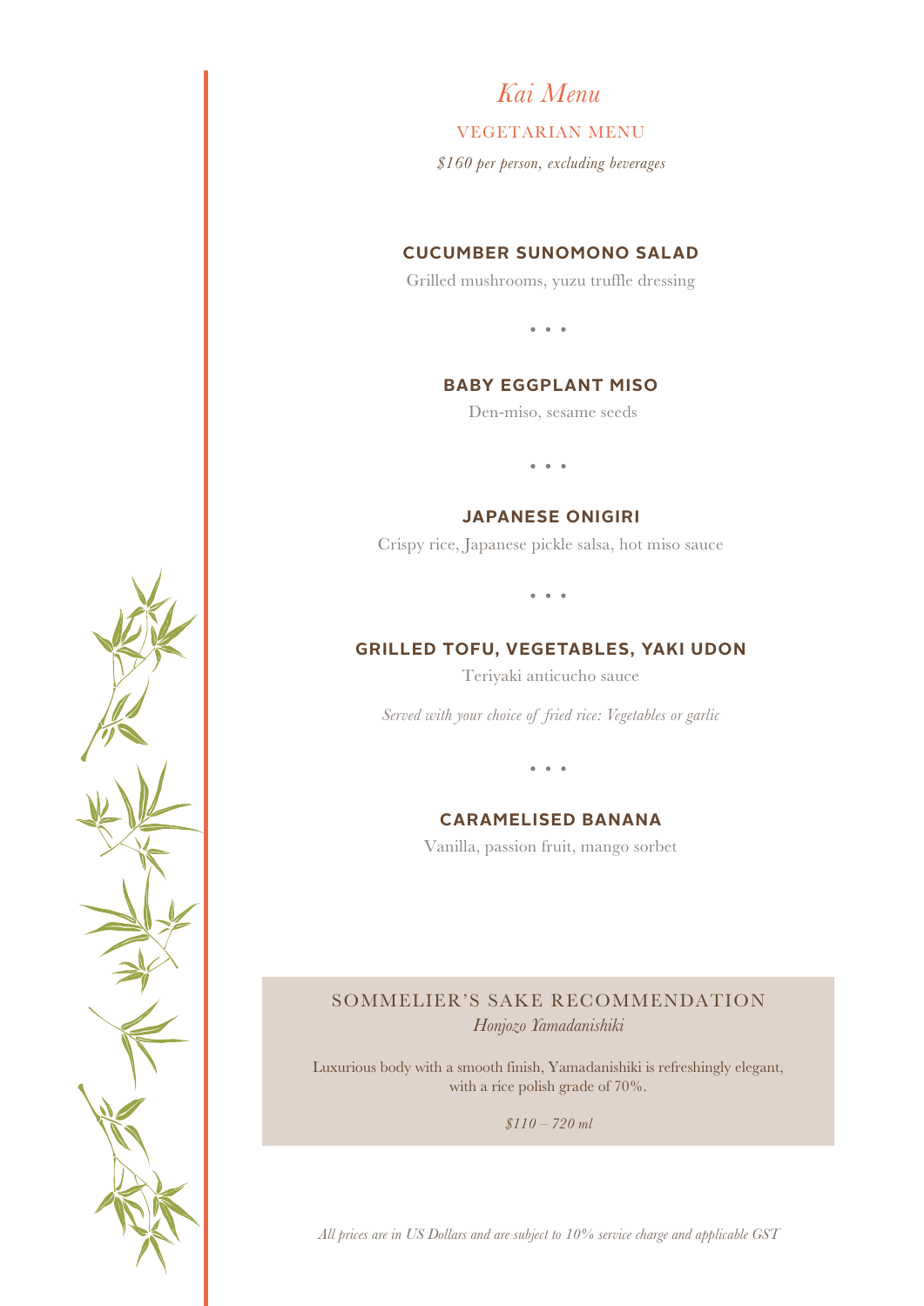# *Kai Menu*

## VEGETARIAN MENU

*$160 per person, excluding beverages*

### CUCUMBER SUNOMONO SALAD

Grilled mushrooms, yuzu truffle dressing

• • •

### BABY EGGPLANT MISO

Den-miso, sesame seeds

• • •

### JAPANESE ONIGIRI

Crispy rice, Japanese pickle salsa, hot miso sauce

• • •

### GRILLED TOFU, VEGETABLES, YAKI UDON

Teriyaki anticucho sauce

*Served with your choice of fried rice: Vegetables or garlic*

• • •

### CARAMELISED BANANA

Vanilla, passion fruit, mango sorbet

## SOMMELIER'S SAKE RECOMMENDATION

*Honjozo Yamadanishiki*

Luxurious body with a smooth finish, Yamadanishiki is refreshingly elegant, with a rice polish grade of 70%.

*$110 – 720 ml*

*All prices are in US Dollars and are subject to 10% service charge and applicable GST*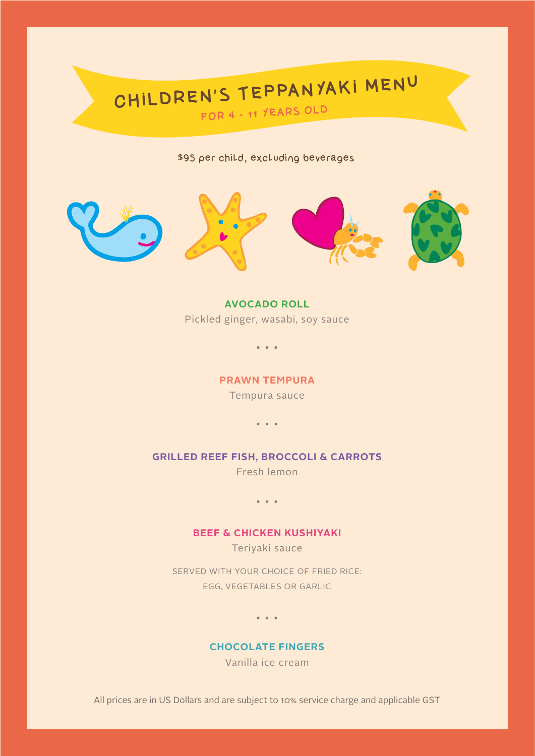# CHILDREN'S TEPPANYAKI MENU

## FOR 4 - 11 YEARS OLD

$95 per child, excluding beverages

**AVOCADO ROLL**

Pickled ginger, wasabi, soy sauce

• • •

**PRAWN TEMPURA**

Tempura sauce

• • •

**GRILLED REEF FISH, BROCCOLI & CARROTS**

Fresh lemon

• • •

**BEEF & CHICKEN KUSHIYAKI**

Teriyaki sauce

SERVED WITH YOUR CHOICE OF FRIED RICE:
EGG, VEGETABLES OR GARLIC

• • •

**CHOCOLATE FINGERS**

Vanilla ice cream

All prices are in US Dollars and are subject to 10% service charge and applicable GST